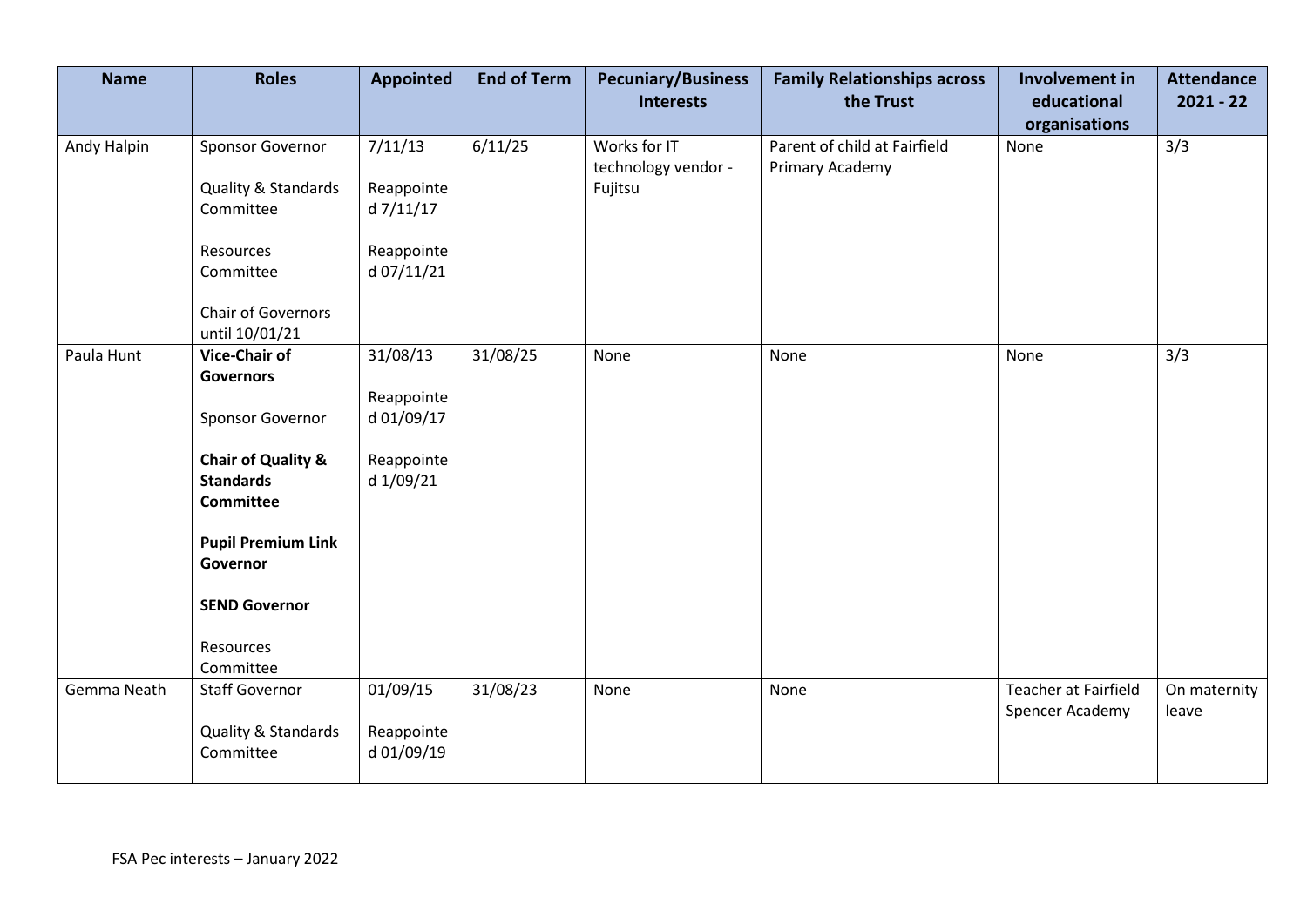| Name | Roles | Appointed | End of Term | Pecuniary/Business Interests | Family Relationships across the Trust | Involvement in educational organisations | Attendance 2021 - 22 |
| --- | --- | --- | --- | --- | --- | --- | --- |
| Andy Halpin | Sponsor Governor<br><br>Quality & Standards Committee<br><br>Resources Committee<br><br>Chair of Governors until 10/01/21 | 7/11/13<br><br>Reappointed 7/11/17<br><br>Reappointed 07/11/21 | 6/11/25 | Works for IT technology vendor - Fujitsu | Parent of child at Fairfield Primary Academy | None | 3/3 |
| Paula Hunt | **Vice-Chair of Governors**<br><br>Sponsor Governor<br><br>**Chair of Quality & Standards Committee**<br><br>**Pupil Premium Link Governor**<br><br>**SEND Governor**<br><br>Resources Committee | 31/08/13<br><br>Reappointed 01/09/17<br><br>Reappointed 1/09/21 | 31/08/25 | None | None | None | 3/3 |
| Gemma Neath | Staff Governor<br><br>Quality & Standards Committee | 01/09/15<br><br>Reappointed 01/09/19 | 31/08/23 | None | None | Teacher at Fairfield Spencer Academy | On maternity leave |

FSA Pec interests – January 2022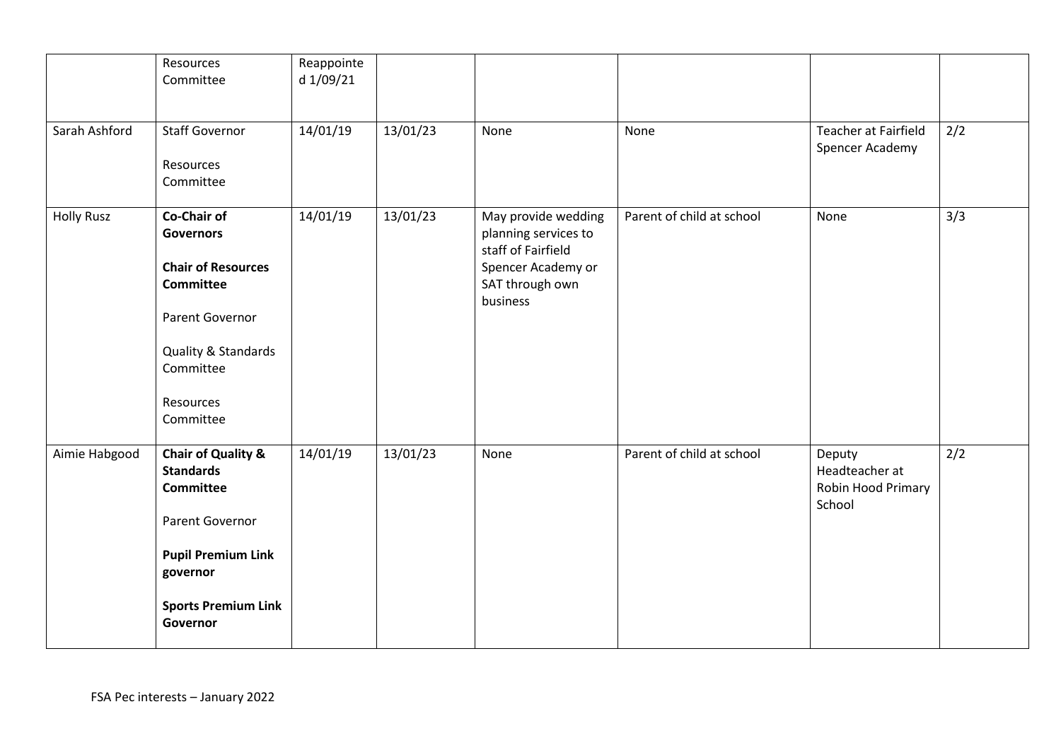| | | | | | | | |
|---|---|---|---|---|---|---|---|
| | Resources Committee | Reappointed 1/09/21 | | | | | |
| Sarah Ashford | Staff Governor<br><br>Resources Committee | 14/01/19 | 13/01/23 | None | None | Teacher at Fairfield Spencer Academy | 2/2 |
| Holly Rusz | **Co-Chair of Governors**<br><br>**Chair of Resources Committee**<br><br>Parent Governor<br><br>Quality & Standards Committee<br><br>Resources Committee | 14/01/19 | 13/01/23 | May provide wedding planning services to staff of Fairfield Spencer Academy or SAT through own business | Parent of child at school | None | 3/3 |
| Aimie Habgood | **Chair of Quality & Standards Committee**<br><br>Parent Governor<br><br>**Pupil Premium Link governor**<br><br>**Sports Premium Link Governor** | 14/01/19 | 13/01/23 | None | Parent of child at school | Deputy Headteacher at Robin Hood Primary School | 2/2 |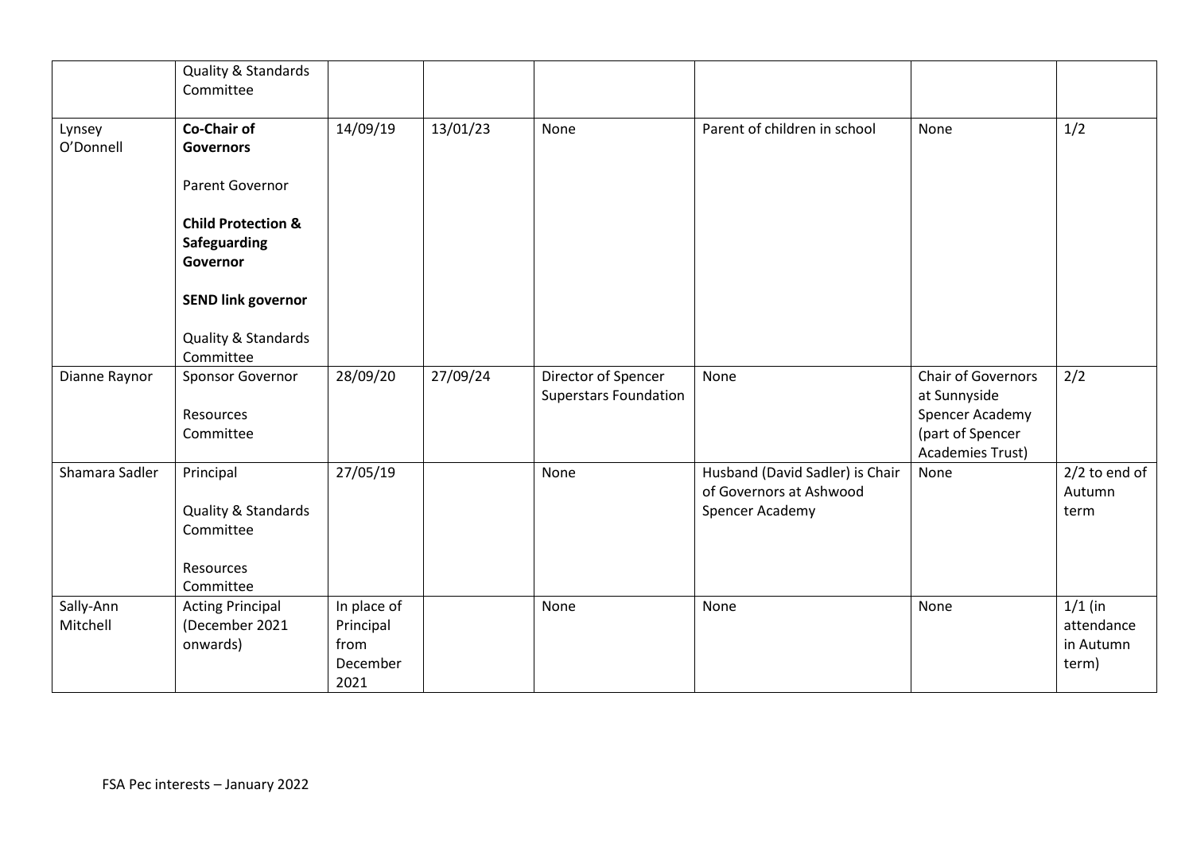| | | | | | | | |
|---|---|---|---|---|---|---|---|
| | Quality & Standards Committee | | | | | | |
| Lynsey O'Donnell | **Co-Chair of Governors**<br><br>Parent Governor<br><br>**Child Protection & Safeguarding Governor**<br><br>**SEND link governor**<br><br>Quality & Standards Committee | 14/09/19 | 13/01/23 | None | Parent of children in school | None | 1/2 |
| Dianne Raynor | Sponsor Governor<br><br>Resources Committee | 28/09/20 | 27/09/24 | Director of Spencer Superstars Foundation | None | Chair of Governors at Sunnyside Spencer Academy (part of Spencer Academies Trust) | 2/2 |
| Shamara Sadler | Principal<br><br>Quality & Standards Committee<br><br>Resources Committee | 27/05/19 | | None | Husband (David Sadler) is Chair of Governors at Ashwood Spencer Academy | None | 2/2 to end of Autumn term |
| Sally-Ann Mitchell | Acting Principal (December 2021 onwards) | In place of Principal from December 2021 | | None | None | None | 1/1 (in attendance in Autumn term) |

FSA Pec interests – January 2022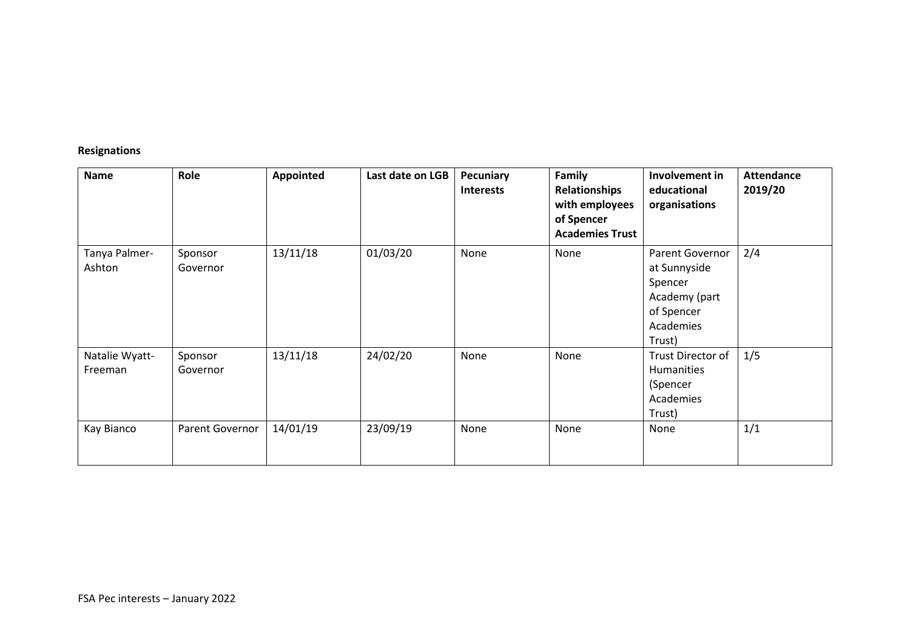**Resignations**

| Name | Role | Appointed | Last date on LGB | Pecuniary Interests | Family Relationships with employees of Spencer Academies Trust | Involvement in educational organisations | Attendance 2019/20 |
|---|---|---|---|---|---|---|---|
| Tanya Palmer-Ashton | Sponsor Governor | 13/11/18 | 01/03/20 | None | None | Parent Governor at Sunnyside Spencer Academy (part of Spencer Academies Trust) | 2/4 |
| Natalie Wyatt-Freeman | Sponsor Governor | 13/11/18 | 24/02/20 | None | None | Trust Director of Humanities (Spencer Academies Trust) | 1/5 |
| Kay Bianco | Parent Governor | 14/01/19 | 23/09/19 | None | None | None | 1/1 |